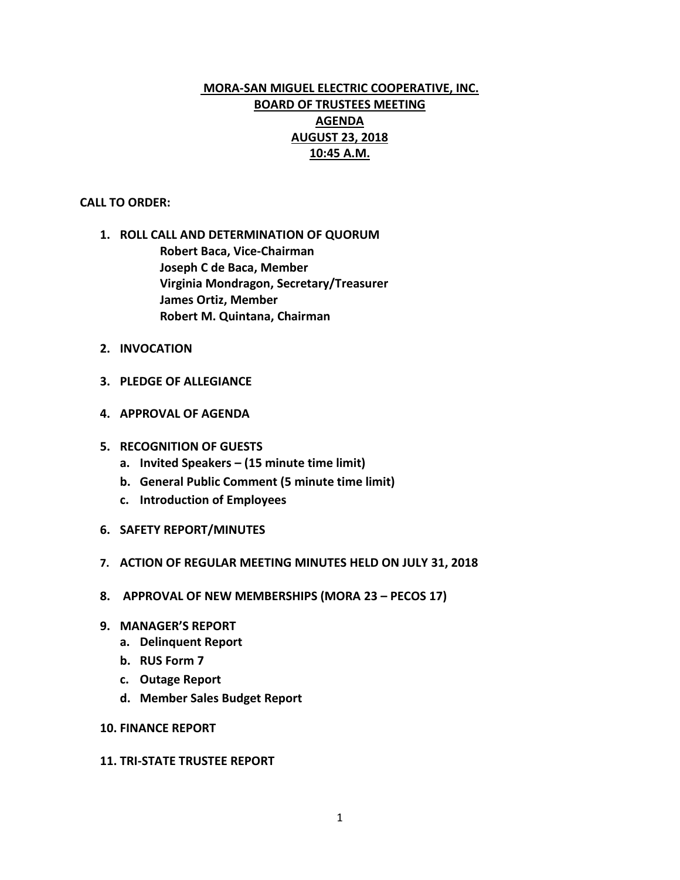# MORA-SAN MIGUEL ELECTRIC COOPERATIVE, INC.
## BOARD OF TRUSTEES MEETING
## AGENDA
## AUGUST 23, 2018
## 10:45 A.M.

**CALL TO ORDER:**

1. **ROLL CALL AND DETERMINATION OF QUORUM**
   - **Robert Baca, Vice-Chairman**
   - **Joseph C de Baca, Member**
   - **Virginia Mondragon, Secretary/Treasurer**
   - **James Ortiz, Member**
   - **Robert M. Quintana, Chairman**
2. **INVOCATION**
3. **PLEDGE OF ALLEGIANCE**
4. **APPROVAL OF AGENDA**
5. **RECOGNITION OF GUESTS**
   a. **Invited Speakers – (15 minute time limit)**
   b. **General Public Comment (5 minute time limit)**
   c. **Introduction of Employees**
6. **SAFETY REPORT/MINUTES**
7. **ACTION OF REGULAR MEETING MINUTES HELD ON JULY 31, 2018**
8. **APPROVAL OF NEW MEMBERSHIPS (MORA 23 – PECOS 17)**
9. **MANAGER'S REPORT**
   a. **Delinquent Report**
   b. **RUS Form 7**
   c. **Outage Report**
   d. **Member Sales Budget Report**
10. **FINANCE REPORT**
11. **TRI-STATE TRUSTEE REPORT**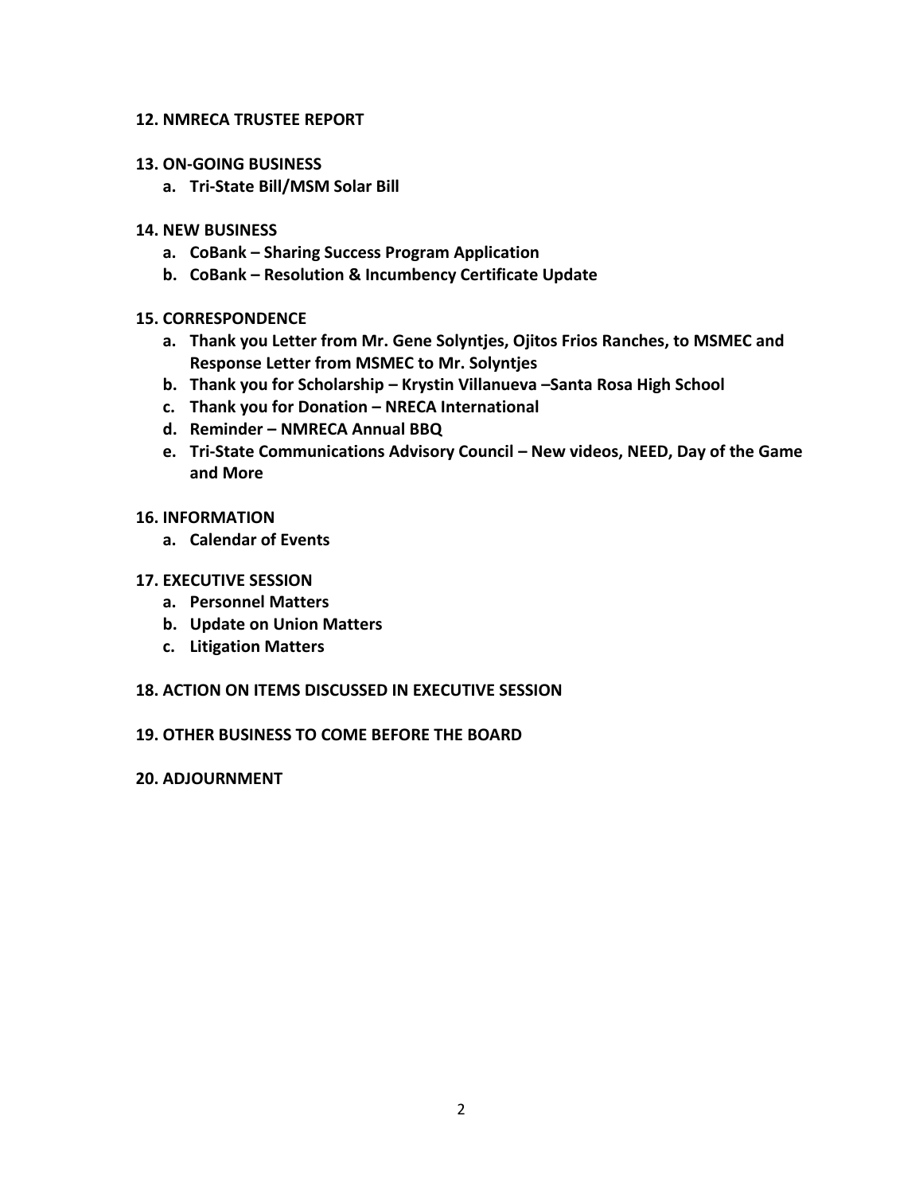**12. NMRECA TRUSTEE REPORT**

**13. ON-GOING BUSINESS**

  a. **Tri-State Bill/MSM Solar Bill**

**14. NEW BUSINESS**

  a. **CoBank – Sharing Success Program Application**
  b. **CoBank – Resolution & Incumbency Certificate Update**

**15. CORRESPONDENCE**

  a. **Thank you Letter from Mr. Gene Solyntjes, Ojitos Frios Ranches, to MSMEC and Response Letter from MSMEC to Mr. Solyntjes**
  b. **Thank you for Scholarship – Krystin Villanueva –Santa Rosa High School**
  c. **Thank you for Donation – NRECA International**
  d. **Reminder – NMRECA Annual BBQ**
  e. **Tri-State Communications Advisory Council – New videos, NEED, Day of the Game and More**

**16. INFORMATION**

  a. **Calendar of Events**

**17. EXECUTIVE SESSION**

  a. **Personnel Matters**
  b. **Update on Union Matters**
  c. **Litigation Matters**

**18. ACTION ON ITEMS DISCUSSED IN EXECUTIVE SESSION**

**19. OTHER BUSINESS TO COME BEFORE THE BOARD**

**20. ADJOURNMENT**